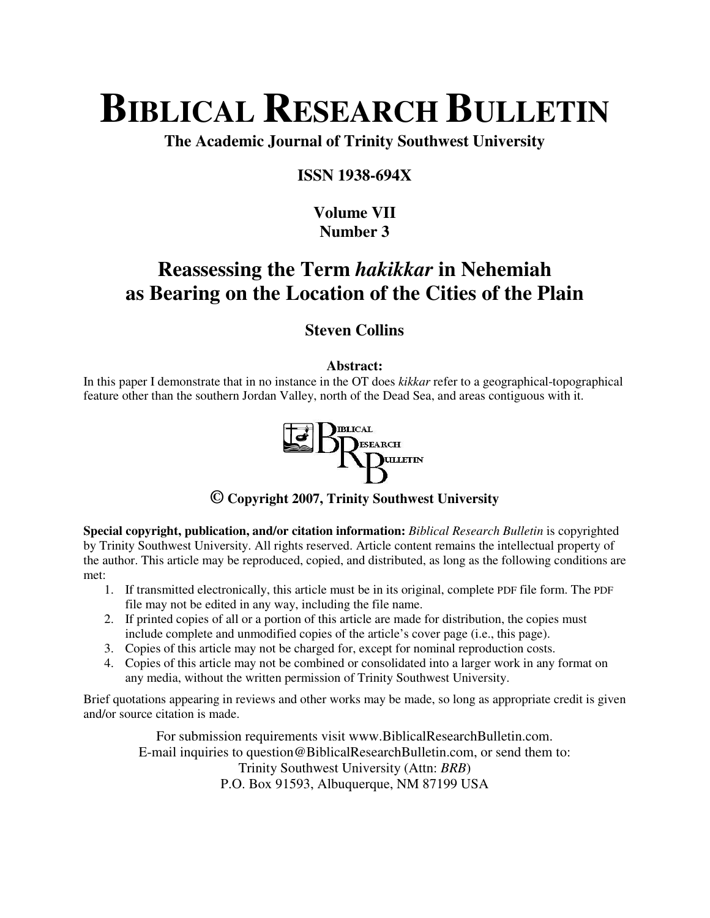# BIBLICAL RESEARCH BULLETIN

**The Academic Journal of Trinity Southwest University**

**ISSN 1938-694X**

**Volume VII**
**Number 3**

## Reassessing the Term *hakikkar* in Nehemiah as Bearing on the Location of the Cities of the Plain

**Steven Collins**

**Abstract:**

In this paper I demonstrate that in no instance in the OT does *kikkar* refer to a geographical-topographical feature other than the southern Jordan Valley, north of the Dead Sea, and areas contiguous with it.

**© Copyright 2007, Trinity Southwest University**

**Special copyright, publication, and/or citation information:** *Biblical Research Bulletin* is copyrighted by Trinity Southwest University. All rights reserved. Article content remains the intellectual property of the author. This article may be reproduced, copied, and distributed, as long as the following conditions are met:

1. If transmitted electronically, this article must be in its original, complete PDF file form. The PDF file may not be edited in any way, including the file name.
2. If printed copies of all or a portion of this article are made for distribution, the copies must include complete and unmodified copies of the article's cover page (i.e., this page).
3. Copies of this article may not be charged for, except for nominal reproduction costs.
4. Copies of this article may not be combined or consolidated into a larger work in any format on any media, without the written permission of Trinity Southwest University.

Brief quotations appearing in reviews and other works may be made, so long as appropriate credit is given and/or source citation is made.

For submission requirements visit www.BiblicalResearchBulletin.com.
E-mail inquiries to question@BiblicalResearchBulletin.com, or send them to:
Trinity Southwest University (Attn: *BRB*)
P.O. Box 91593, Albuquerque, NM 87199 USA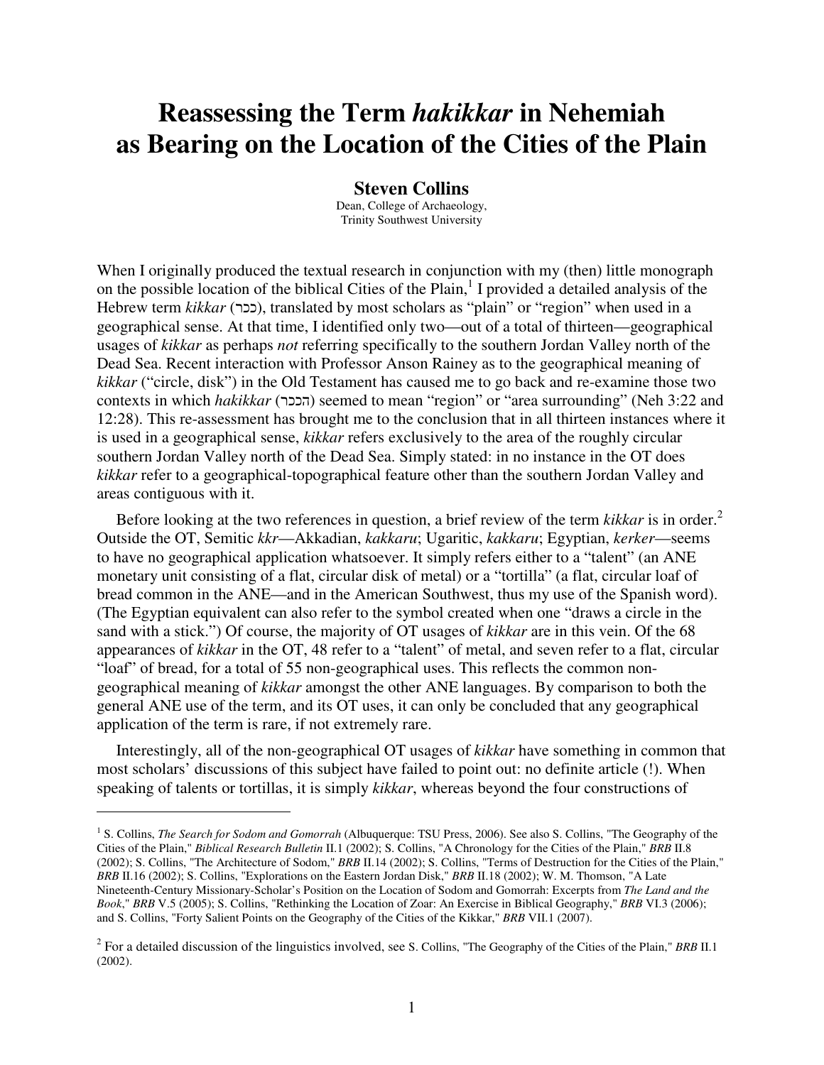# Reassessing the Term *hakikkar* in Nehemiah as Bearing on the Location of the Cities of the Plain

**Steven Collins**

Dean, College of Archaeology,
Trinity Southwest University

When I originally produced the textual research in conjunction with my (then) little monograph on the possible location of the biblical Cities of the Plain,[1] I provided a detailed analysis of the Hebrew term *kikkar* (ככר), translated by most scholars as "plain" or "region" when used in a geographical sense. At that time, I identified only two—out of a total of thirteen—geographical usages of *kikkar* as perhaps *not* referring specifically to the southern Jordan Valley north of the Dead Sea. Recent interaction with Professor Anson Rainey as to the geographical meaning of *kikkar* ("circle, disk") in the Old Testament has caused me to go back and re-examine those two contexts in which *hakikkar* (הככר) seemed to mean "region" or "area surrounding" (Neh 3:22 and 12:28). This re-assessment has brought me to the conclusion that in all thirteen instances where it is used in a geographical sense, *kikkar* refers exclusively to the area of the roughly circular southern Jordan Valley north of the Dead Sea. Simply stated: in no instance in the OT does *kikkar* refer to a geographical-topographical feature other than the southern Jordan Valley and areas contiguous with it.

Before looking at the two references in question, a brief review of the term *kikkar* is in order.[2] Outside the OT, Semitic *kkr*—Akkadian, *kakkaru*; Ugaritic, *kakkaru*; Egyptian, *kerker*—seems to have no geographical application whatsoever. It simply refers either to a "talent" (an ANE monetary unit consisting of a flat, circular disk of metal) or a "tortilla" (a flat, circular loaf of bread common in the ANE—and in the American Southwest, thus my use of the Spanish word). (The Egyptian equivalent can also refer to the symbol created when one "draws a circle in the sand with a stick.") Of course, the majority of OT usages of *kikkar* are in this vein. Of the 68 appearances of *kikkar* in the OT, 48 refer to a "talent" of metal, and seven refer to a flat, circular "loaf" of bread, for a total of 55 non-geographical uses. This reflects the common non-geographical meaning of *kikkar* amongst the other ANE languages. By comparison to both the general ANE use of the term, and its OT uses, it can only be concluded that any geographical application of the term is rare, if not extremely rare.

Interestingly, all of the non-geographical OT usages of *kikkar* have something in common that most scholars' discussions of this subject have failed to point out: no definite article (!). When speaking of talents or tortillas, it is simply *kikkar*, whereas beyond the four constructions of

---

[1] S. Collins, *The Search for Sodom and Gomorrah* (Albuquerque: TSU Press, 2006). See also S. Collins, "The Geography of the Cities of the Plain," *Biblical Research Bulletin* II.1 (2002); S. Collins, "A Chronology for the Cities of the Plain," *BRB* II.8 (2002); S. Collins, "The Architecture of Sodom," *BRB* II.14 (2002); S. Collins, "Terms of Destruction for the Cities of the Plain," *BRB* II.16 (2002); S. Collins, "Explorations on the Eastern Jordan Disk," *BRB* II.18 (2002); W. M. Thomson, "A Late Nineteenth-Century Missionary-Scholar's Position on the Location of Sodom and Gomorrah: Excerpts from *The Land and the Book*," *BRB* V.5 (2005); S. Collins, "Rethinking the Location of Zoar: An Exercise in Biblical Geography," *BRB* VI.3 (2006); and S. Collins, "Forty Salient Points on the Geography of the Cities of the Kikkar," *BRB* VII.1 (2007).

[2] For a detailed discussion of the linguistics involved, see S. Collins, "The Geography of the Cities of the Plain," *BRB* II.1 (2002).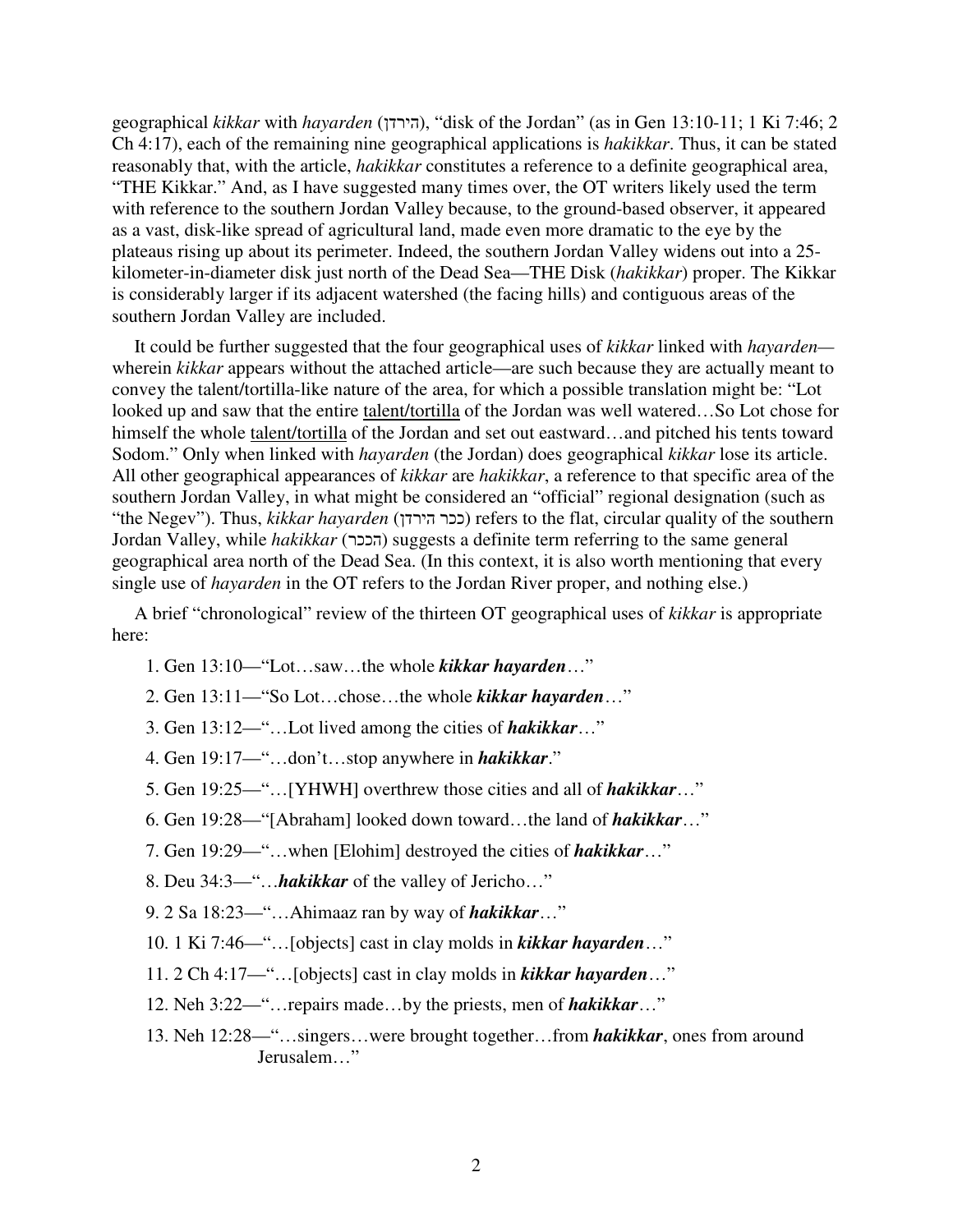geographical *kikkar* with *hayarden* (הירדן), "disk of the Jordan" (as in Gen 13:10-11; 1 Ki 7:46; 2 Ch 4:17), each of the remaining nine geographical applications is *hakikkar*. Thus, it can be stated reasonably that, with the article, *hakikkar* constitutes a reference to a definite geographical area, "THE Kikkar." And, as I have suggested many times over, the OT writers likely used the term with reference to the southern Jordan Valley because, to the ground-based observer, it appeared as a vast, disk-like spread of agricultural land, made even more dramatic to the eye by the plateaus rising up about its perimeter. Indeed, the southern Jordan Valley widens out into a 25-kilometer-in-diameter disk just north of the Dead Sea—THE Disk (*hakikkar*) proper. The Kikkar is considerably larger if its adjacent watershed (the facing hills) and contiguous areas of the southern Jordan Valley are included.

It could be further suggested that the four geographical uses of *kikkar* linked with *hayarden*—wherein *kikkar* appears without the attached article—are such because they are actually meant to convey the talent/tortilla-like nature of the area, for which a possible translation might be: "Lot looked up and saw that the entire <u>talent/tortilla</u> of the Jordan was well watered…So Lot chose for himself the whole <u>talent/tortilla</u> of the Jordan and set out eastward…and pitched his tents toward Sodom." Only when linked with *hayarden* (the Jordan) does geographical *kikkar* lose its article. All other geographical appearances of *kikkar* are *hakikkar*, a reference to that specific area of the southern Jordan Valley, in what might be considered an "official" regional designation (such as "the Negev"). Thus, *kikkar hayarden* (ככר הירדן) refers to the flat, circular quality of the southern Jordan Valley, while *hakikkar* (הככר) suggests a definite term referring to the same general geographical area north of the Dead Sea. (In this context, it is also worth mentioning that every single use of *hayarden* in the OT refers to the Jordan River proper, and nothing else.)

A brief "chronological" review of the thirteen OT geographical uses of *kikkar* is appropriate here:

1. Gen 13:10—"Lot…saw…the whole ***kikkar hayarden***…"
2. Gen 13:11—"So Lot…chose…the whole ***kikkar hayarden***…"
3. Gen 13:12—"…Lot lived among the cities of ***hakikkar***…"
4. Gen 19:17—"…don't…stop anywhere in ***hakikkar***."
5. Gen 19:25—"…[YHWH] overthrew those cities and all of ***hakikkar***…"
6. Gen 19:28—"[Abraham] looked down toward…the land of ***hakikkar***…"
7. Gen 19:29—"…when [Elohim] destroyed the cities of ***hakikkar***…"
8. Deu 34:3—"…***hakikkar*** of the valley of Jericho…"
9. 2 Sa 18:23—"…Ahimaaz ran by way of ***hakikkar***…"
10. 1 Ki 7:46—"…[objects] cast in clay molds in ***kikkar hayarden***…"
11. 2 Ch 4:17—"…[objects] cast in clay molds in ***kikkar hayarden***…"
12. Neh 3:22—"…repairs made…by the priests, men of ***hakikkar***…"
13. Neh 12:28—"…singers…were brought together…from ***hakikkar***, ones from around Jerusalem…"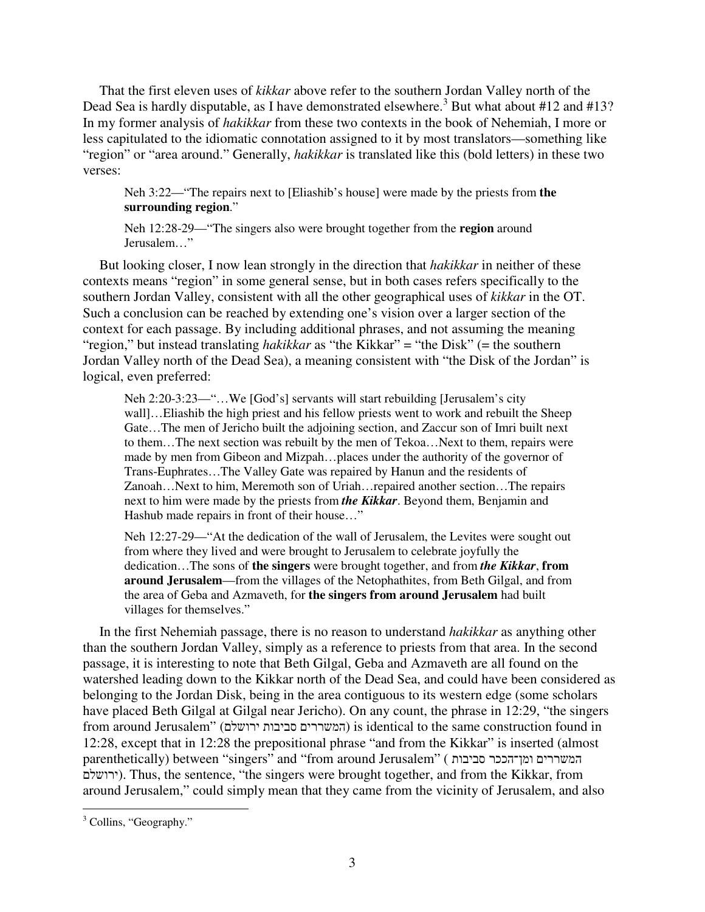That the first eleven uses of *kikkar* above refer to the southern Jordan Valley north of the Dead Sea is hardly disputable, as I have demonstrated elsewhere.[3] But what about #12 and #13? In my former analysis of *hakikkar* from these two contexts in the book of Nehemiah, I more or less capitulated to the idiomatic connotation assigned to it by most translators—something like "region" or "area around." Generally, *hakikkar* is translated like this (bold letters) in these two verses:

> Neh 3:22—"The repairs next to [Eliashib's house] were made by the priests from **the surrounding region**."
>
> Neh 12:28-29—"The singers also were brought together from the **region** around Jerusalem…"

But looking closer, I now lean strongly in the direction that *hakikkar* in neither of these contexts means "region" in some general sense, but in both cases refers specifically to the southern Jordan Valley, consistent with all the other geographical uses of *kikkar* in the OT. Such a conclusion can be reached by extending one's vision over a larger section of the context for each passage. By including additional phrases, and not assuming the meaning "region," but instead translating *hakikkar* as "the Kikkar" = "the Disk" (= the southern Jordan Valley north of the Dead Sea), a meaning consistent with "the Disk of the Jordan" is logical, even preferred:

> Neh 2:20-3:23—"…We [God's] servants will start rebuilding [Jerusalem's city wall]…Eliashib the high priest and his fellow priests went to work and rebuilt the Sheep Gate…The men of Jericho built the adjoining section, and Zaccur son of Imri built next to them…The next section was rebuilt by the men of Tekoa…Next to them, repairs were made by men from Gibeon and Mizpah…places under the authority of the governor of Trans-Euphrates…The Valley Gate was repaired by Hanun and the residents of Zanoah…Next to him, Meremoth son of Uriah…repaired another section…The repairs next to him were made by the priests from ***the Kikkar***. Beyond them, Benjamin and Hashub made repairs in front of their house…"
>
> Neh 12:27-29—"At the dedication of the wall of Jerusalem, the Levites were sought out from where they lived and were brought to Jerusalem to celebrate joyfully the dedication…The sons of **the singers** were brought together, and from ***the Kikkar***, **from around Jerusalem**—from the villages of the Netophathites, from Beth Gilgal, and from the area of Geba and Azmaveth, for **the singers from around Jerusalem** had built villages for themselves."

In the first Nehemiah passage, there is no reason to understand *hakikkar* as anything other than the southern Jordan Valley, simply as a reference to priests from that area. In the second passage, it is interesting to note that Beth Gilgal, Geba and Azmaveth are all found on the watershed leading down to the Kikkar north of the Dead Sea, and could have been considered as belonging to the Jordan Disk, being in the area contiguous to its western edge (some scholars have placed Beth Gilgal at Gilgal near Jericho). On any count, the phrase in 12:29, "the singers from around Jerusalem" (המשררים סביבות ירושלם) is identical to the same construction found in 12:28, except that in 12:28 the prepositional phrase "and from the Kikkar" is inserted (almost parenthetically) between "singers" and "from around Jerusalem" (המשררים ומן־הככר סביבות ירושלם). Thus, the sentence, "the singers were brought together, and from the Kikkar, from around Jerusalem," could simply mean that they came from the vicinity of Jerusalem, and also

[3] Collins, "Geography."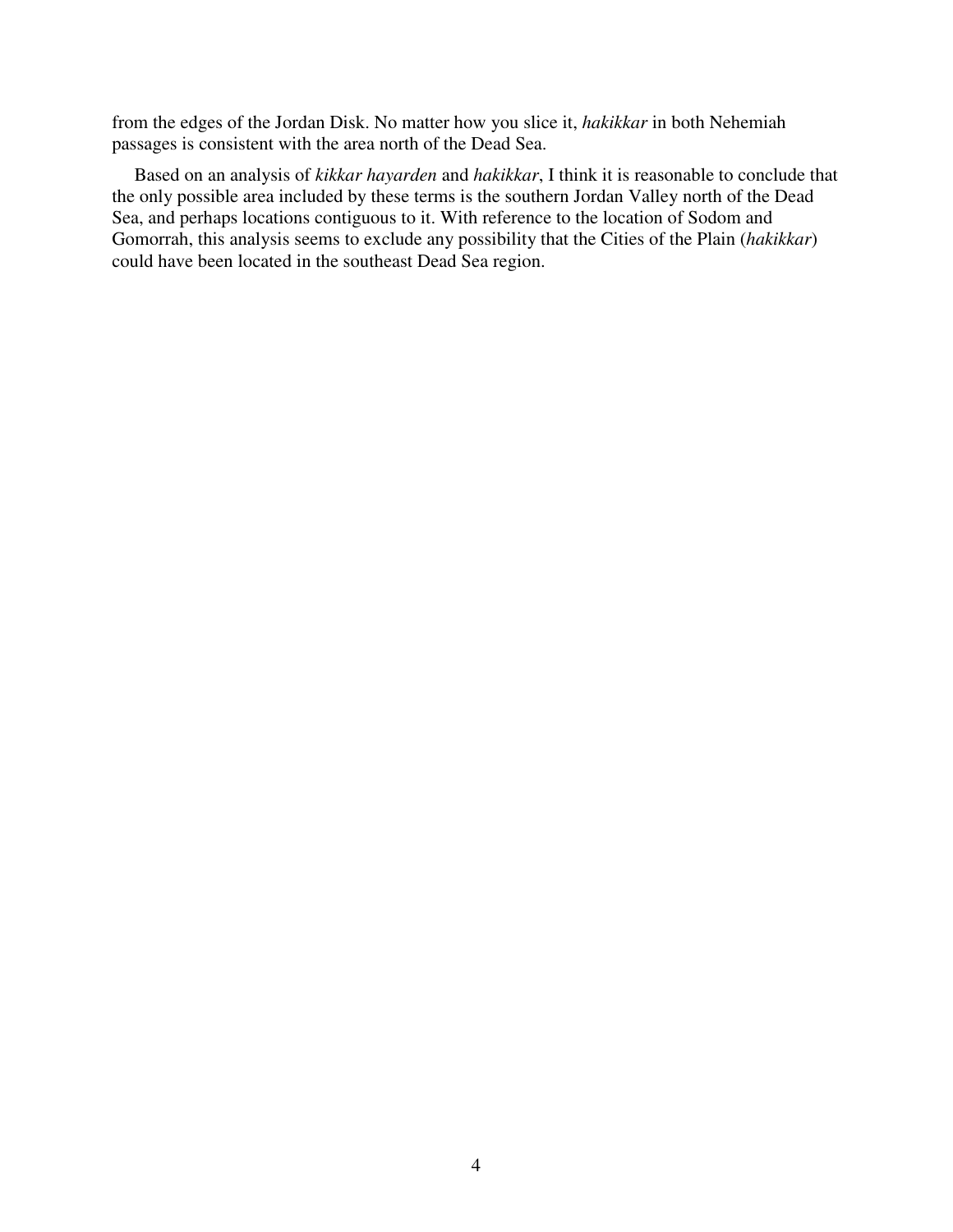from the edges of the Jordan Disk. No matter how you slice it, *hakikkar* in both Nehemiah passages is consistent with the area north of the Dead Sea.

Based on an analysis of *kikkar hayarden* and *hakikkar*, I think it is reasonable to conclude that the only possible area included by these terms is the southern Jordan Valley north of the Dead Sea, and perhaps locations contiguous to it. With reference to the location of Sodom and Gomorrah, this analysis seems to exclude any possibility that the Cities of the Plain (*hakikkar*) could have been located in the southeast Dead Sea region.